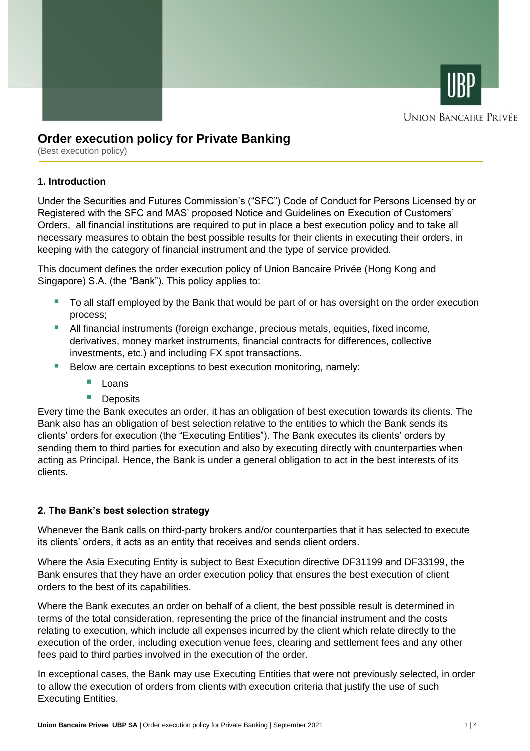# Order execution policy for Private Banking

(Best execution policy)

## 1. Introduction

Under the Securities and Futures Commission's ("SFC") Code of Conduct for Persons Licensed by or Registered with the SFC and MAS' proposed Notice and Guidelines on Execution of Customers' Orders, all financial institutions are required to put in place a best execution policy and to take all necessary measures to obtain the best possible results for their clients in executing their orders, in keeping with the category of financial instrument and the type of service provided.

This document defines the order execution policy of Union Bancaire Privée (Hong Kong and Singapore) S.A. (the "Bank"). This policy applies to:

- To all staff employed by the Bank that would be part of or has oversight on the order execution process;
- All financial instruments (foreign exchange, precious metals, equities, fixed income, derivatives, money market instruments, financial contracts for differences, collective investments, etc.) and including FX spot transactions.
- Below are certain exceptions to best execution monitoring, namely:
  - Loans
  - Deposits

Every time the Bank executes an order, it has an obligation of best execution towards its clients. The Bank also has an obligation of best selection relative to the entities to which the Bank sends its clients' orders for execution (the "Executing Entities"). The Bank executes its clients' orders by sending them to third parties for execution and also by executing directly with counterparties when acting as Principal. Hence, the Bank is under a general obligation to act in the best interests of its clients.

## 2. The Bank's best selection strategy

Whenever the Bank calls on third-party brokers and/or counterparties that it has selected to execute its clients' orders, it acts as an entity that receives and sends client orders.

Where the Asia Executing Entity is subject to Best Execution directive DF31199 and DF33199, the Bank ensures that they have an order execution policy that ensures the best execution of client orders to the best of its capabilities.

Where the Bank executes an order on behalf of a client, the best possible result is determined in terms of the total consideration, representing the price of the financial instrument and the costs relating to execution, which include all expenses incurred by the client which relate directly to the execution of the order, including execution venue fees, clearing and settlement fees and any other fees paid to third parties involved in the execution of the order.

In exceptional cases, the Bank may use Executing Entities that were not previously selected, in order to allow the execution of orders from clients with execution criteria that justify the use of such Executing Entities.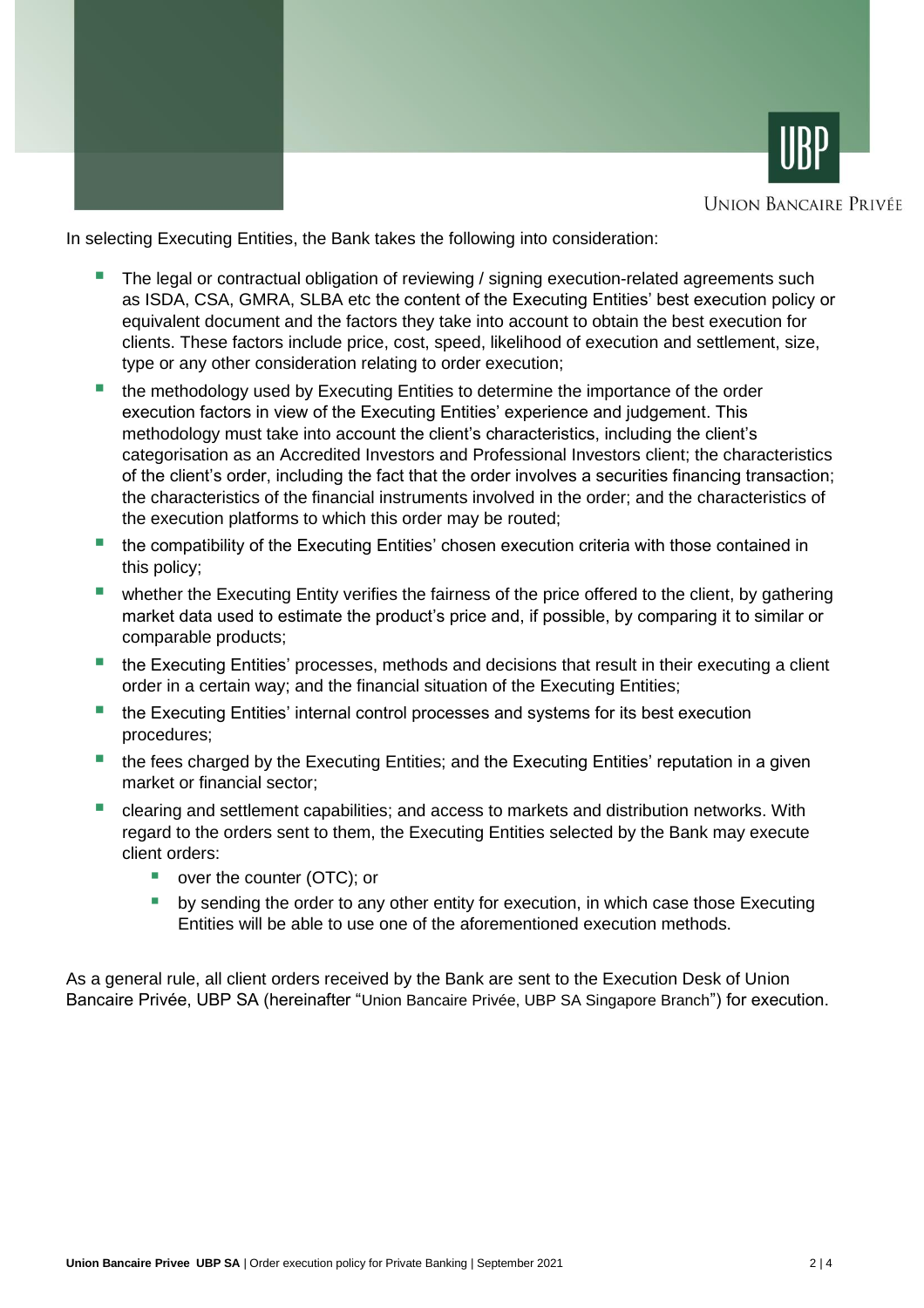In selecting Executing Entities, the Bank takes the following into consideration:

- The legal or contractual obligation of reviewing / signing execution-related agreements such as ISDA, CSA, GMRA, SLBA etc the content of the Executing Entities' best execution policy or equivalent document and the factors they take into account to obtain the best execution for clients. These factors include price, cost, speed, likelihood of execution and settlement, size, type or any other consideration relating to order execution;
- the methodology used by Executing Entities to determine the importance of the order execution factors in view of the Executing Entities' experience and judgement. This methodology must take into account the client's characteristics, including the client's categorisation as an Accredited Investors and Professional Investors client; the characteristics of the client's order, including the fact that the order involves a securities financing transaction; the characteristics of the financial instruments involved in the order; and the characteristics of the execution platforms to which this order may be routed;
- the compatibility of the Executing Entities' chosen execution criteria with those contained in this policy;
- whether the Executing Entity verifies the fairness of the price offered to the client, by gathering market data used to estimate the product's price and, if possible, by comparing it to similar or comparable products;
- the Executing Entities' processes, methods and decisions that result in their executing a client order in a certain way; and the financial situation of the Executing Entities;
- the Executing Entities' internal control processes and systems for its best execution procedures;
- the fees charged by the Executing Entities; and the Executing Entities' reputation in a given market or financial sector;
- clearing and settlement capabilities; and access to markets and distribution networks. With regard to the orders sent to them, the Executing Entities selected by the Bank may execute client orders:
  - over the counter (OTC); or
  - by sending the order to any other entity for execution, in which case those Executing Entities will be able to use one of the aforementioned execution methods.

As a general rule, all client orders received by the Bank are sent to the Execution Desk of Union Bancaire Privée, UBP SA (hereinafter "Union Bancaire Privée, UBP SA Singapore Branch") for execution.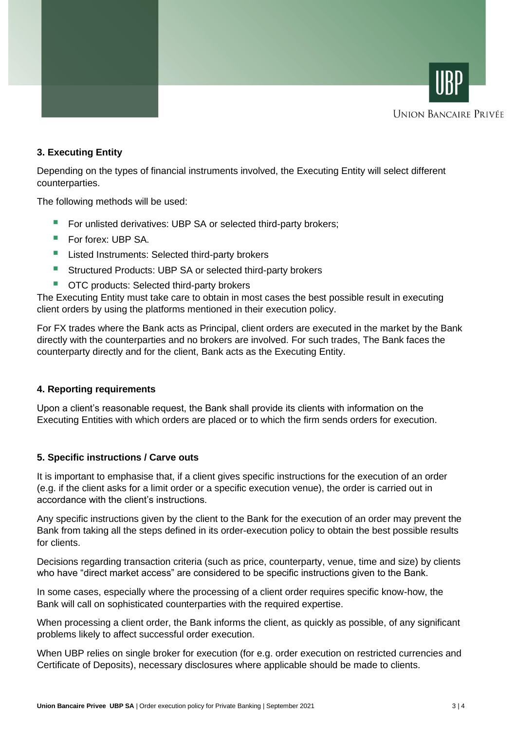### 3. Executing Entity

Depending on the types of financial instruments involved, the Executing Entity will select different counterparties.

The following methods will be used:

- For unlisted derivatives: UBP SA or selected third-party brokers;
- For forex: UBP SA.
- Listed Instruments: Selected third-party brokers
- Structured Products: UBP SA or selected third-party brokers
- OTC products: Selected third-party brokers

The Executing Entity must take care to obtain in most cases the best possible result in executing client orders by using the platforms mentioned in their execution policy.

For FX trades where the Bank acts as Principal, client orders are executed in the market by the Bank directly with the counterparties and no brokers are involved. For such trades, The Bank faces the counterparty directly and for the client, Bank acts as the Executing Entity.

### 4. Reporting requirements

Upon a client's reasonable request, the Bank shall provide its clients with information on the Executing Entities with which orders are placed or to which the firm sends orders for execution.

### 5. Specific instructions / Carve outs

It is important to emphasise that, if a client gives specific instructions for the execution of an order (e.g. if the client asks for a limit order or a specific execution venue), the order is carried out in accordance with the client's instructions.

Any specific instructions given by the client to the Bank for the execution of an order may prevent the Bank from taking all the steps defined in its order-execution policy to obtain the best possible results for clients.

Decisions regarding transaction criteria (such as price, counterparty, venue, time and size) by clients who have "direct market access" are considered to be specific instructions given to the Bank.

In some cases, especially where the processing of a client order requires specific know-how, the Bank will call on sophisticated counterparties with the required expertise.

When processing a client order, the Bank informs the client, as quickly as possible, of any significant problems likely to affect successful order execution.

When UBP relies on single broker for execution (for e.g. order execution on restricted currencies and Certificate of Deposits), necessary disclosures where applicable should be made to clients.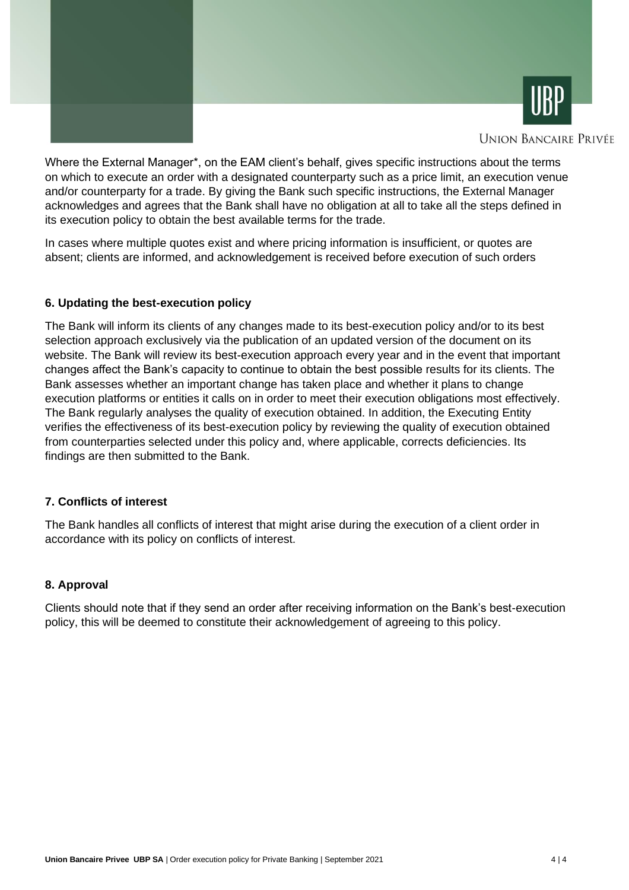Where the External Manager*, on the EAM client's behalf, gives specific instructions about the terms on which to execute an order with a designated counterparty such as a price limit, an execution venue and/or counterparty for a trade. By giving the Bank such specific instructions, the External Manager acknowledges and agrees that the Bank shall have no obligation at all to take all the steps defined in its execution policy to obtain the best available terms for the trade.

In cases where multiple quotes exist and where pricing information is insufficient, or quotes are absent; clients are informed, and acknowledgement is received before execution of such orders

**6. Updating the best-execution policy**

The Bank will inform its clients of any changes made to its best-execution policy and/or to its best selection approach exclusively via the publication of an updated version of the document on its website. The Bank will review its best-execution approach every year and in the event that important changes affect the Bank's capacity to continue to obtain the best possible results for its clients. The Bank assesses whether an important change has taken place and whether it plans to change execution platforms or entities it calls on in order to meet their execution obligations most effectively. The Bank regularly analyses the quality of execution obtained. In addition, the Executing Entity verifies the effectiveness of its best-execution policy by reviewing the quality of execution obtained from counterparties selected under this policy and, where applicable, corrects deficiencies. Its findings are then submitted to the Bank.

**7. Conflicts of interest**

The Bank handles all conflicts of interest that might arise during the execution of a client order in accordance with its policy on conflicts of interest.

**8. Approval**

Clients should note that if they send an order after receiving information on the Bank's best-execution policy, this will be deemed to constitute their acknowledgement of agreeing to this policy.